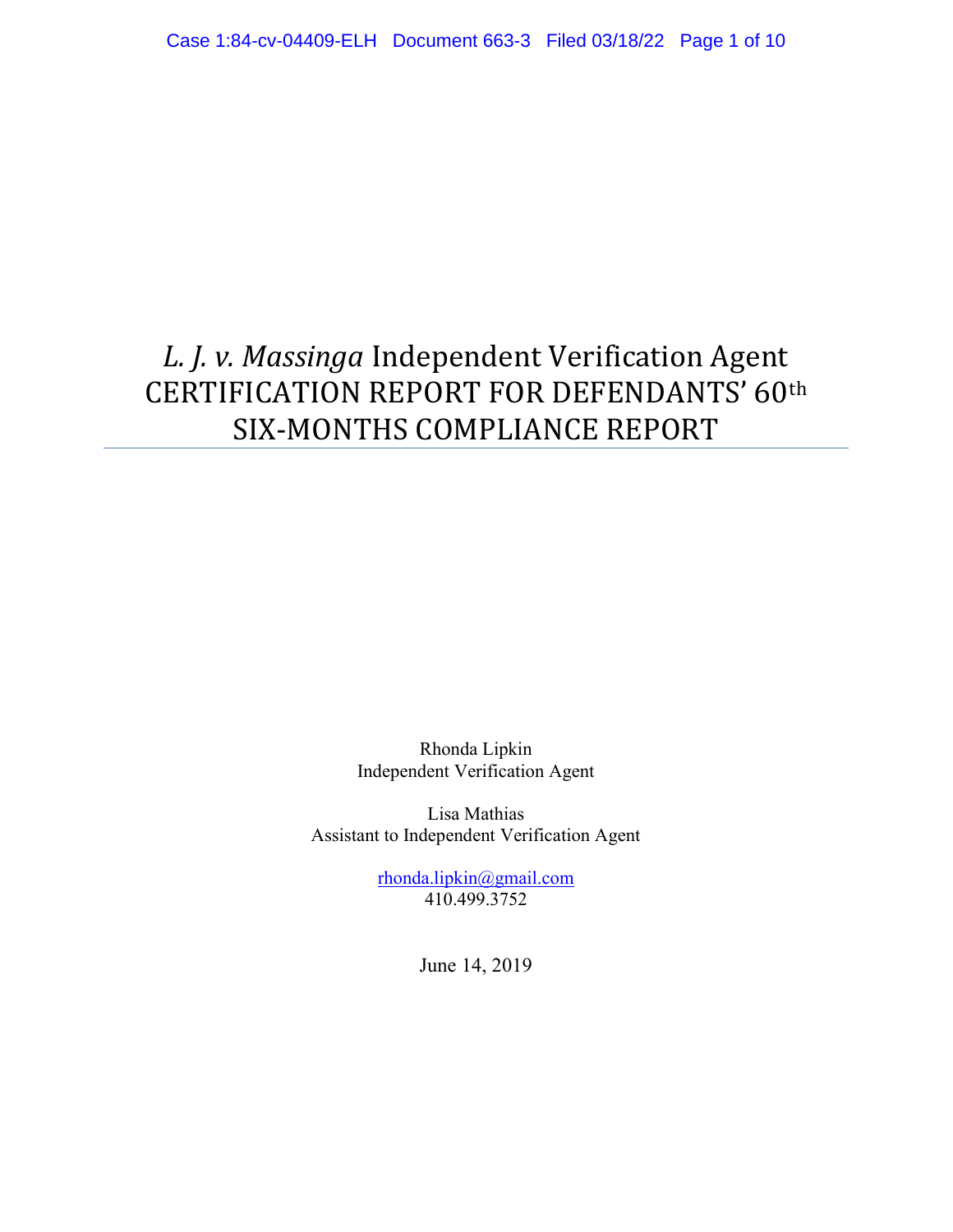# *L. J. v. Massinga* Independent Verification Agent CERTIFICATION REPORT FOR DEFENDANTS' 60th SIX-MONTHS COMPLIANCE REPORT

Rhonda Lipkin
Independent Verification Agent

Lisa Mathias
Assistant to Independent Verification Agent

rhonda.lipkin@gmail.com
410.499.3752

June 14, 2019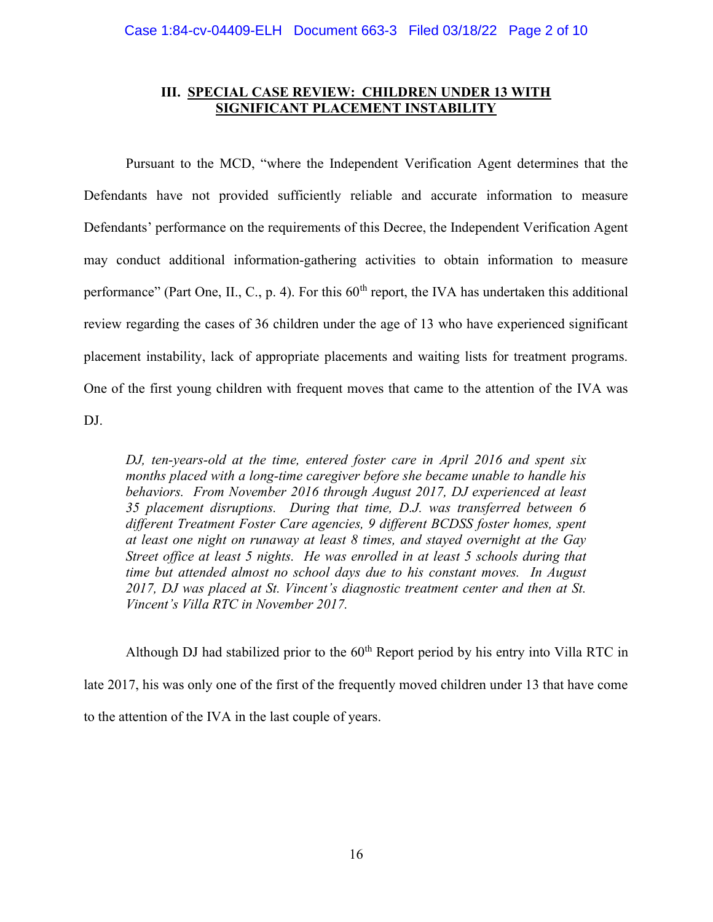## III. SPECIAL CASE REVIEW: CHILDREN UNDER 13 WITH SIGNIFICANT PLACEMENT INSTABILITY

Pursuant to the MCD, "where the Independent Verification Agent determines that the Defendants have not provided sufficiently reliable and accurate information to measure Defendants' performance on the requirements of this Decree, the Independent Verification Agent may conduct additional information-gathering activities to obtain information to measure performance" (Part One, II., C., p. 4). For this 60th report, the IVA has undertaken this additional review regarding the cases of 36 children under the age of 13 who have experienced significant placement instability, lack of appropriate placements and waiting lists for treatment programs. One of the first young children with frequent moves that came to the attention of the IVA was DJ.

> *DJ, ten-years-old at the time, entered foster care in April 2016 and spent six months placed with a long-time caregiver before she became unable to handle his behaviors. From November 2016 through August 2017, DJ experienced at least 35 placement disruptions. During that time, D.J. was transferred between 6 different Treatment Foster Care agencies, 9 different BCDSS foster homes, spent at least one night on runaway at least 8 times, and stayed overnight at the Gay Street office at least 5 nights. He was enrolled in at least 5 schools during that time but attended almost no school days due to his constant moves. In August 2017, DJ was placed at St. Vincent's diagnostic treatment center and then at St. Vincent's Villa RTC in November 2017.*

Although DJ had stabilized prior to the 60th Report period by his entry into Villa RTC in late 2017, his was only one of the first of the frequently moved children under 13 that have come to the attention of the IVA in the last couple of years.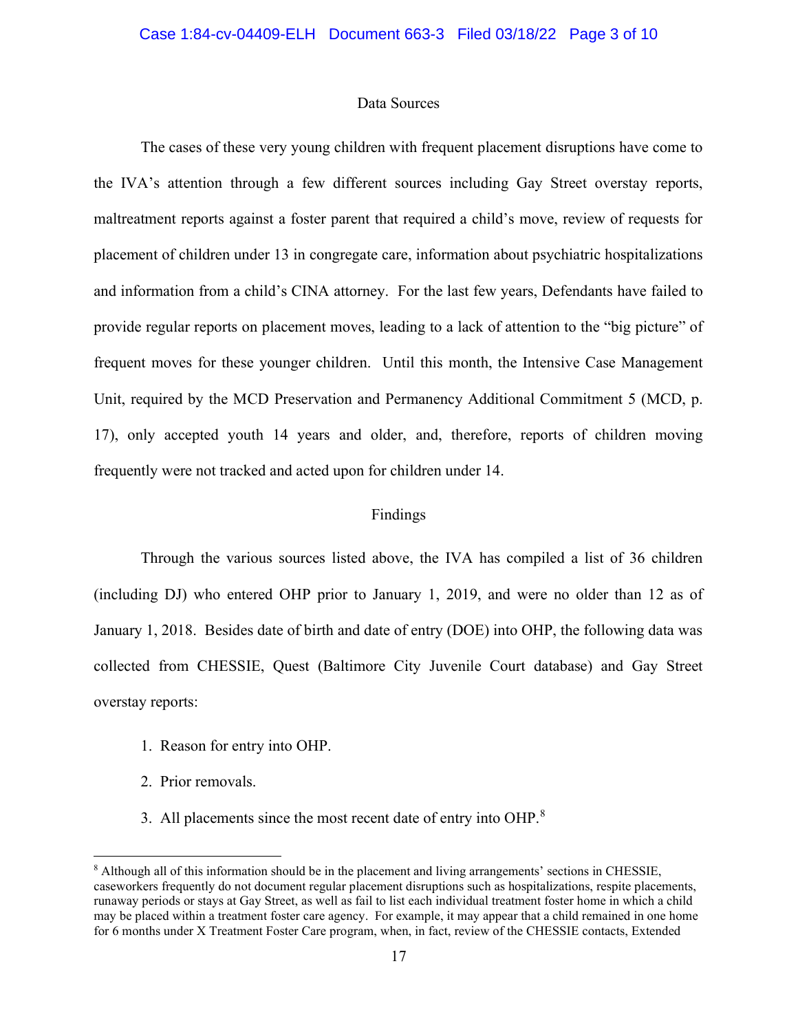## Data Sources

The cases of these very young children with frequent placement disruptions have come to the IVA's attention through a few different sources including Gay Street overstay reports, maltreatment reports against a foster parent that required a child's move, review of requests for placement of children under 13 in congregate care, information about psychiatric hospitalizations and information from a child's CINA attorney. For the last few years, Defendants have failed to provide regular reports on placement moves, leading to a lack of attention to the "big picture" of frequent moves for these younger children. Until this month, the Intensive Case Management Unit, required by the MCD Preservation and Permanency Additional Commitment 5 (MCD, p. 17), only accepted youth 14 years and older, and, therefore, reports of children moving frequently were not tracked and acted upon for children under 14.

## Findings

Through the various sources listed above, the IVA has compiled a list of 36 children (including DJ) who entered OHP prior to January 1, 2019, and were no older than 12 as of January 1, 2018. Besides date of birth and date of entry (DOE) into OHP, the following data was collected from CHESSIE, Quest (Baltimore City Juvenile Court database) and Gay Street overstay reports:

1. Reason for entry into OHP.
2. Prior removals.
3. All placements since the most recent date of entry into OHP.[8]

[8] Although all of this information should be in the placement and living arrangements' sections in CHESSIE, caseworkers frequently do not document regular placement disruptions such as hospitalizations, respite placements, runaway periods or stays at Gay Street, as well as fail to list each individual treatment foster home in which a child may be placed within a treatment foster care agency. For example, it may appear that a child remained in one home for 6 months under X Treatment Foster Care program, when, in fact, review of the CHESSIE contacts, Extended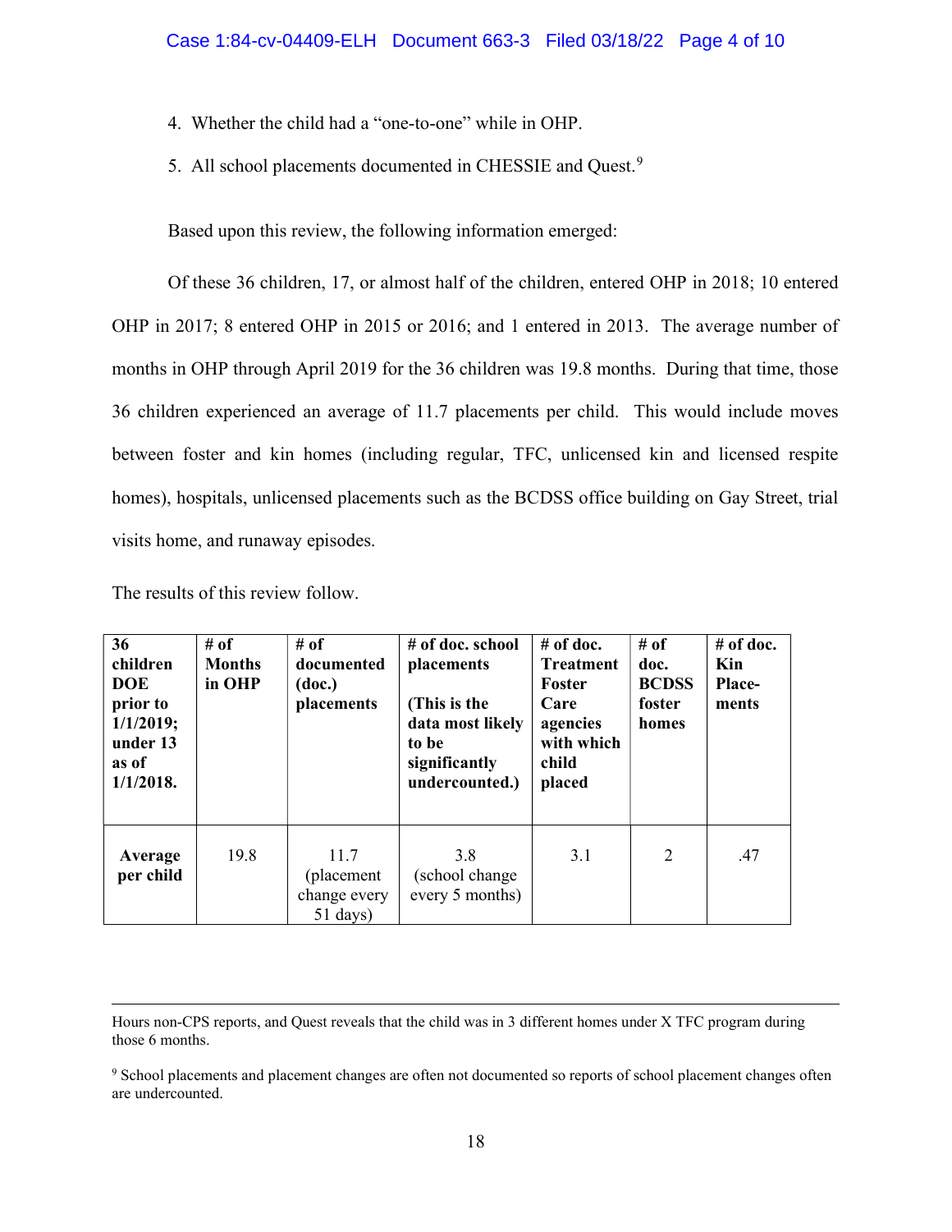4. Whether the child had a "one-to-one" while in OHP.

5. All school placements documented in CHESSIE and Quest.[9]

Based upon this review, the following information emerged:

Of these 36 children, 17, or almost half of the children, entered OHP in 2018; 10 entered OHP in 2017; 8 entered OHP in 2015 or 2016; and 1 entered in 2013. The average number of months in OHP through April 2019 for the 36 children was 19.8 months. During that time, those 36 children experienced an average of 11.7 placements per child. This would include moves between foster and kin homes (including regular, TFC, unlicensed kin and licensed respite homes), hospitals, unlicensed placements such as the BCDSS office building on Gay Street, trial visits home, and runaway episodes.

The results of this review follow.

| **36 children DOE prior to 1/1/2019; under 13 as of 1/1/2018.** | **# of Months in OHP** | **# of documented (doc.) placements** | **# of doc. school placements (This is the data most likely to be significantly undercounted.)** | **# of doc. Treatment Foster Care agencies with which child placed** | **# of doc. BCDSS foster homes** | **# of doc. Kin Place-ments** |
|---|---|---|---|---|---|---|
| **Average per child** | 19.8 | 11.7 (placement change every 51 days) | 3.8 (school change every 5 months) | 3.1 | 2 | .47 |

---

Hours non-CPS reports, and Quest reveals that the child was in 3 different homes under X TFC program during those 6 months.

[9] School placements and placement changes are often not documented so reports of school placement changes often are undercounted.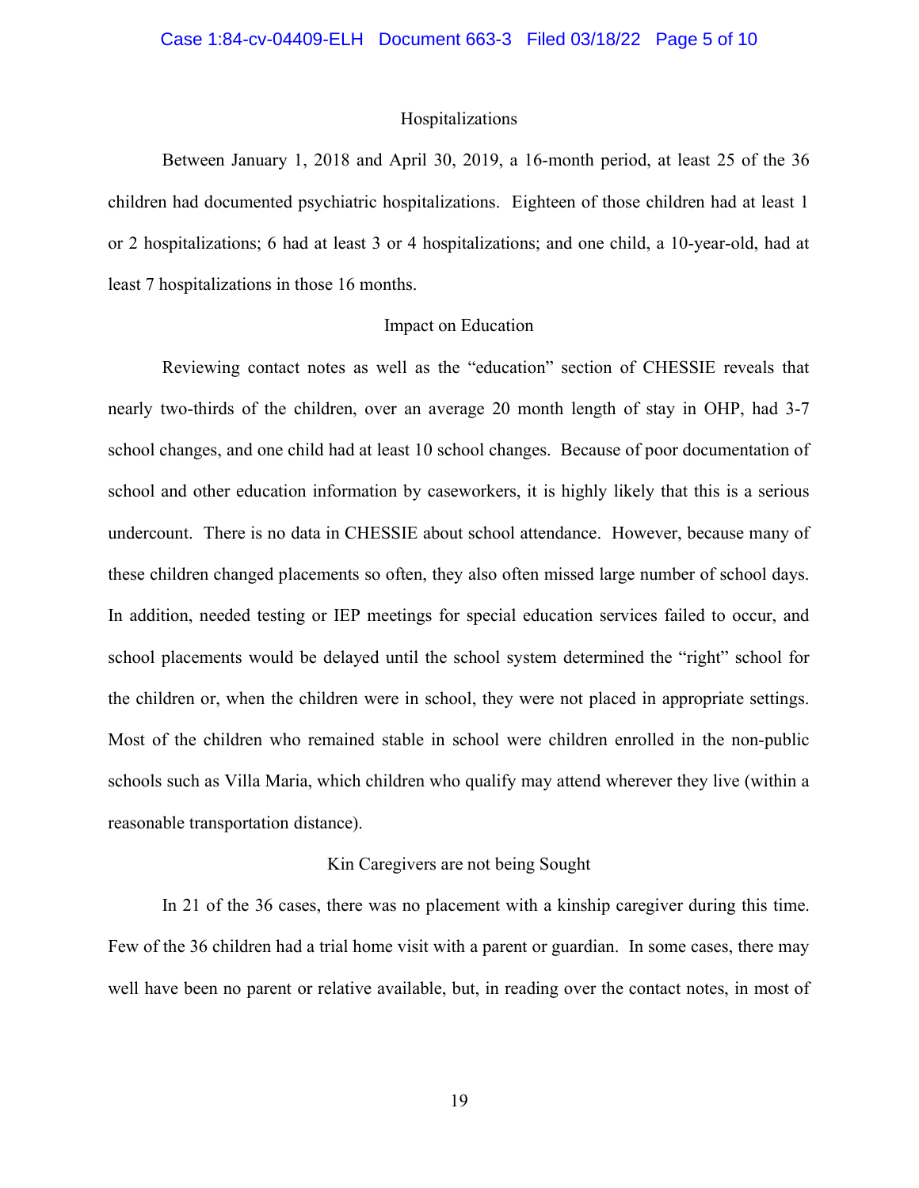### Hospitalizations

Between January 1, 2018 and April 30, 2019, a 16-month period, at least 25 of the 36 children had documented psychiatric hospitalizations. Eighteen of those children had at least 1 or 2 hospitalizations; 6 had at least 3 or 4 hospitalizations; and one child, a 10-year-old, had at least 7 hospitalizations in those 16 months.

### Impact on Education

Reviewing contact notes as well as the "education" section of CHESSIE reveals that nearly two-thirds of the children, over an average 20 month length of stay in OHP, had 3-7 school changes, and one child had at least 10 school changes. Because of poor documentation of school and other education information by caseworkers, it is highly likely that this is a serious undercount. There is no data in CHESSIE about school attendance. However, because many of these children changed placements so often, they also often missed large number of school days. In addition, needed testing or IEP meetings for special education services failed to occur, and school placements would be delayed until the school system determined the "right" school for the children or, when the children were in school, they were not placed in appropriate settings. Most of the children who remained stable in school were children enrolled in the non-public schools such as Villa Maria, which children who qualify may attend wherever they live (within a reasonable transportation distance).

### Kin Caregivers are not being Sought

In 21 of the 36 cases, there was no placement with a kinship caregiver during this time. Few of the 36 children had a trial home visit with a parent or guardian. In some cases, there may well have been no parent or relative available, but, in reading over the contact notes, in most of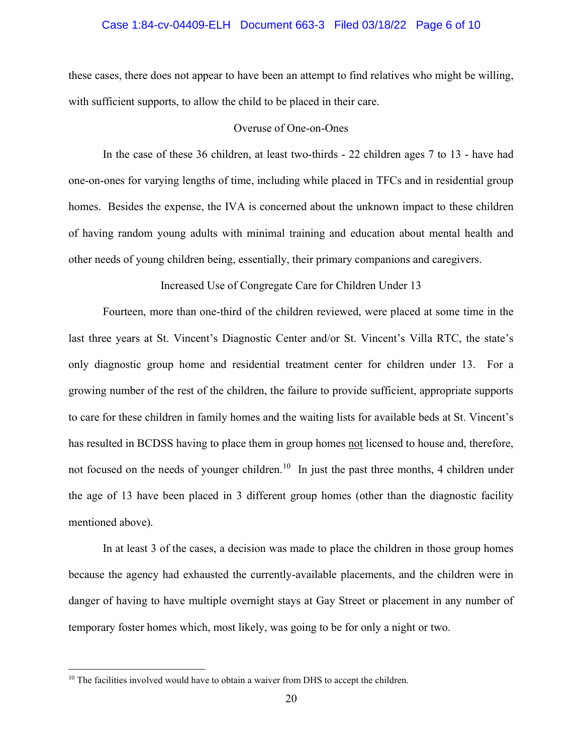these cases, there does not appear to have been an attempt to find relatives who might be willing, with sufficient supports, to allow the child to be placed in their care.

### Overuse of One-on-Ones

In the case of these 36 children, at least two-thirds - 22 children ages 7 to 13 - have had one-on-ones for varying lengths of time, including while placed in TFCs and in residential group homes. Besides the expense, the IVA is concerned about the unknown impact to these children of having random young adults with minimal training and education about mental health and other needs of young children being, essentially, their primary companions and caregivers.

### Increased Use of Congregate Care for Children Under 13

Fourteen, more than one-third of the children reviewed, were placed at some time in the last three years at St. Vincent's Diagnostic Center and/or St. Vincent's Villa RTC, the state's only diagnostic group home and residential treatment center for children under 13. For a growing number of the rest of the children, the failure to provide sufficient, appropriate supports to care for these children in family homes and the waiting lists for available beds at St. Vincent's has resulted in BCDSS having to place them in group homes <u>not</u> licensed to house and, therefore, not focused on the needs of younger children.[10] In just the past three months, 4 children under the age of 13 have been placed in 3 different group homes (other than the diagnostic facility mentioned above).

In at least 3 of the cases, a decision was made to place the children in those group homes because the agency had exhausted the currently-available placements, and the children were in danger of having to have multiple overnight stays at Gay Street or placement in any number of temporary foster homes which, most likely, was going to be for only a night or two.

---

[10] The facilities involved would have to obtain a waiver from DHS to accept the children.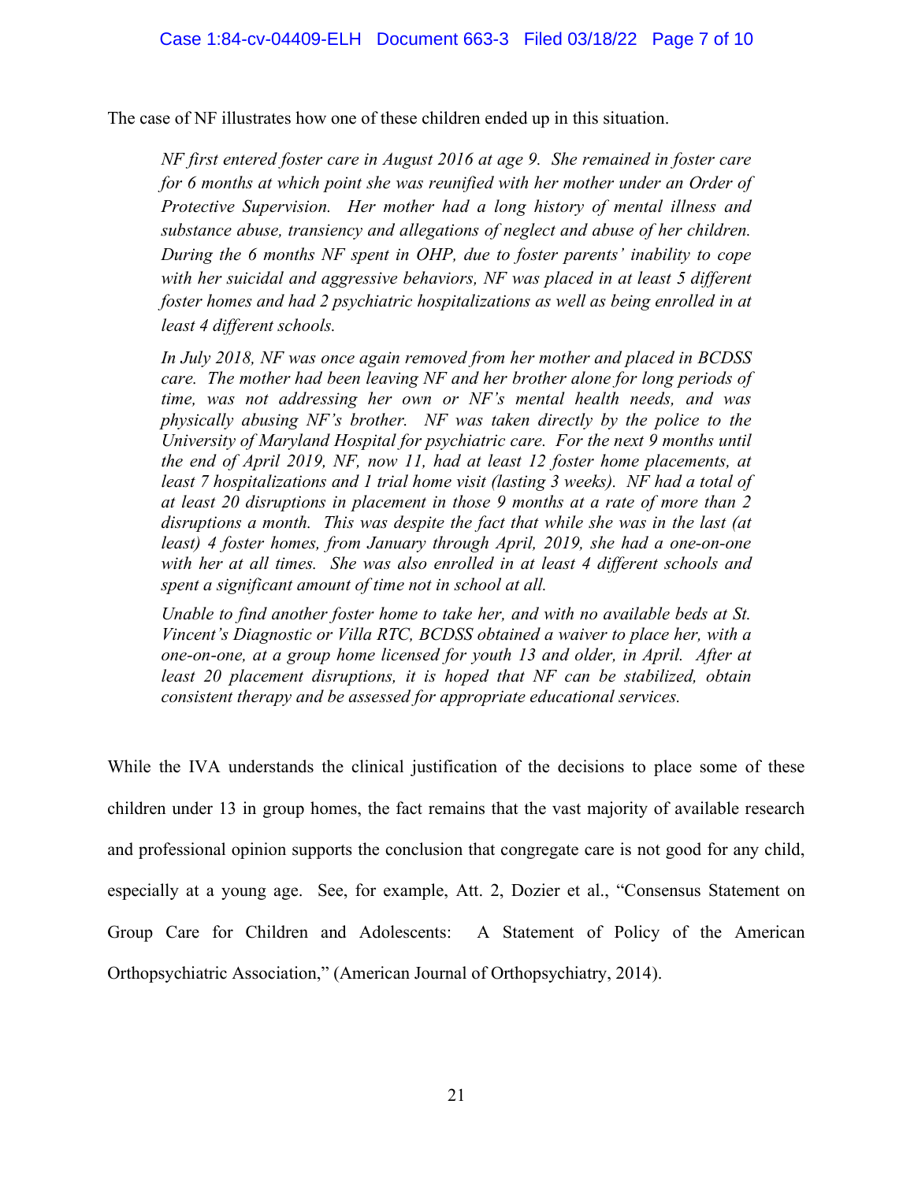The case of NF illustrates how one of these children ended up in this situation.

> *NF first entered foster care in August 2016 at age 9. She remained in foster care for 6 months at which point she was reunified with her mother under an Order of Protective Supervision. Her mother had a long history of mental illness and substance abuse, transiency and allegations of neglect and abuse of her children. During the 6 months NF spent in OHP, due to foster parents' inability to cope with her suicidal and aggressive behaviors, NF was placed in at least 5 different foster homes and had 2 psychiatric hospitalizations as well as being enrolled in at least 4 different schools.*
>
> *In July 2018, NF was once again removed from her mother and placed in BCDSS care. The mother had been leaving NF and her brother alone for long periods of time, was not addressing her own or NF's mental health needs, and was physically abusing NF's brother. NF was taken directly by the police to the University of Maryland Hospital for psychiatric care. For the next 9 months until the end of April 2019, NF, now 11, had at least 12 foster home placements, at least 7 hospitalizations and 1 trial home visit (lasting 3 weeks). NF had a total of at least 20 disruptions in placement in those 9 months at a rate of more than 2 disruptions a month. This was despite the fact that while she was in the last (at least) 4 foster homes, from January through April, 2019, she had a one-on-one with her at all times. She was also enrolled in at least 4 different schools and spent a significant amount of time not in school at all.*
>
> *Unable to find another foster home to take her, and with no available beds at St. Vincent's Diagnostic or Villa RTC, BCDSS obtained a waiver to place her, with a one-on-one, at a group home licensed for youth 13 and older, in April. After at least 20 placement disruptions, it is hoped that NF can be stabilized, obtain consistent therapy and be assessed for appropriate educational services.*

While the IVA understands the clinical justification of the decisions to place some of these children under 13 in group homes, the fact remains that the vast majority of available research and professional opinion supports the conclusion that congregate care is not good for any child, especially at a young age. See, for example, Att. 2, Dozier et al., "Consensus Statement on Group Care for Children and Adolescents: A Statement of Policy of the American Orthopsychiatric Association," (American Journal of Orthopsychiatry, 2014).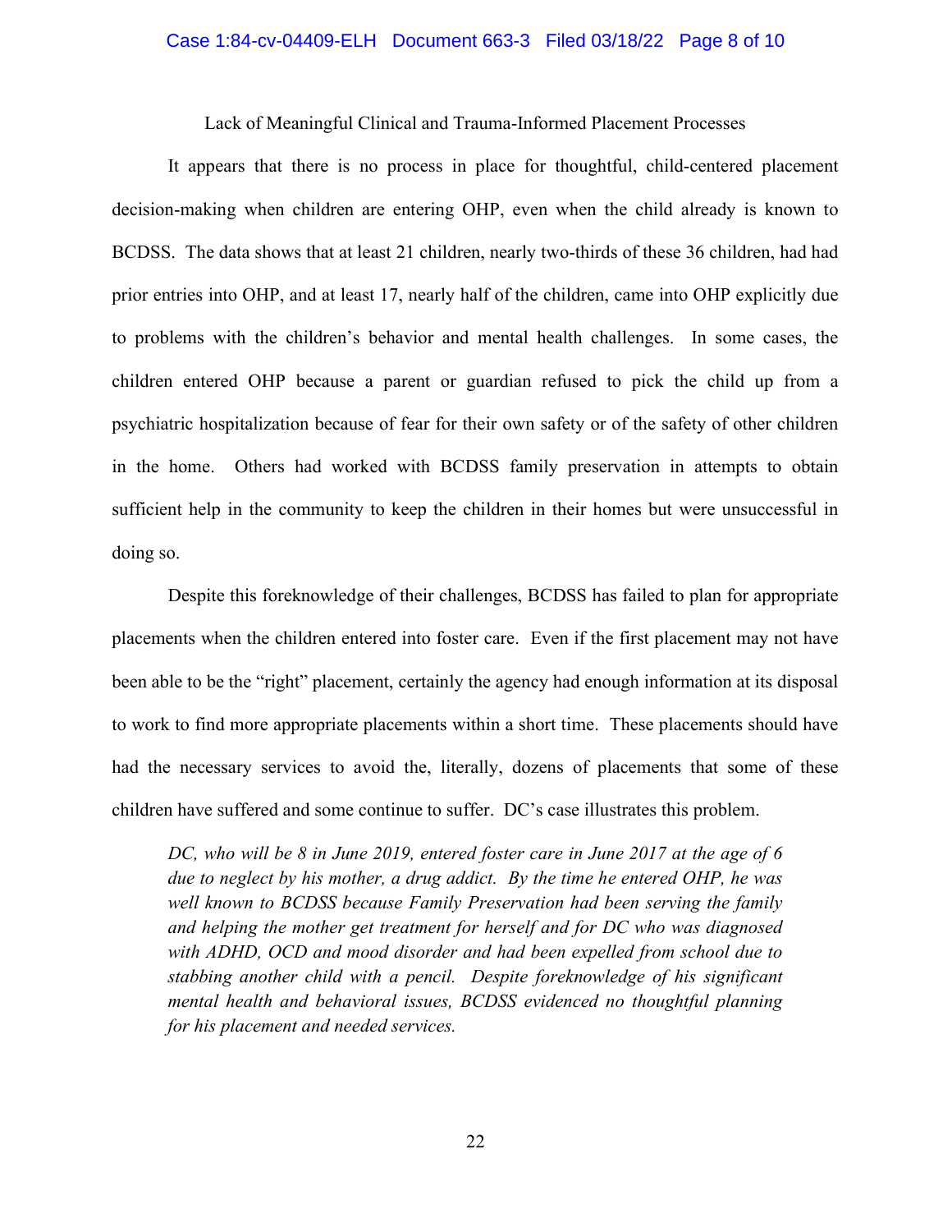## Lack of Meaningful Clinical and Trauma-Informed Placement Processes

It appears that there is no process in place for thoughtful, child-centered placement decision-making when children are entering OHP, even when the child already is known to BCDSS. The data shows that at least 21 children, nearly two-thirds of these 36 children, had had prior entries into OHP, and at least 17, nearly half of the children, came into OHP explicitly due to problems with the children's behavior and mental health challenges. In some cases, the children entered OHP because a parent or guardian refused to pick the child up from a psychiatric hospitalization because of fear for their own safety or of the safety of other children in the home. Others had worked with BCDSS family preservation in attempts to obtain sufficient help in the community to keep the children in their homes but were unsuccessful in doing so.

Despite this foreknowledge of their challenges, BCDSS has failed to plan for appropriate placements when the children entered into foster care. Even if the first placement may not have been able to be the "right" placement, certainly the agency had enough information at its disposal to work to find more appropriate placements within a short time. These placements should have had the necessary services to avoid the, literally, dozens of placements that some of these children have suffered and some continue to suffer. DC's case illustrates this problem.

> *DC, who will be 8 in June 2019, entered foster care in June 2017 at the age of 6 due to neglect by his mother, a drug addict. By the time he entered OHP, he was well known to BCDSS because Family Preservation had been serving the family and helping the mother get treatment for herself and for DC who was diagnosed with ADHD, OCD and mood disorder and had been expelled from school due to stabbing another child with a pencil. Despite foreknowledge of his significant mental health and behavioral issues, BCDSS evidenced no thoughtful planning for his placement and needed services.*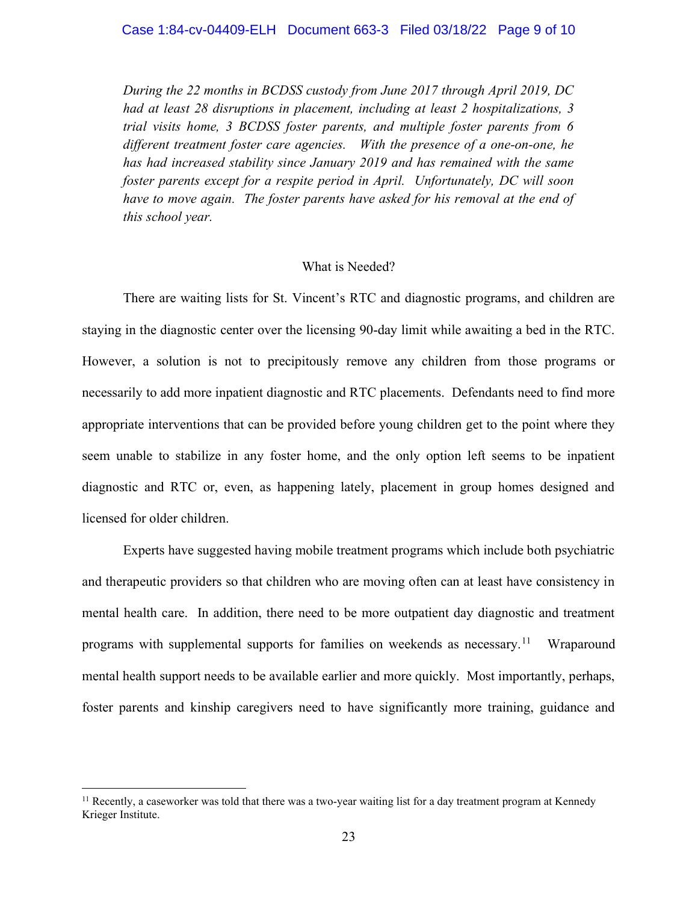*During the 22 months in BCDSS custody from June 2017 through April 2019, DC had at least 28 disruptions in placement, including at least 2 hospitalizations, 3 trial visits home, 3 BCDSS foster parents, and multiple foster parents from 6 different treatment foster care agencies. With the presence of a one-on-one, he has had increased stability since January 2019 and has remained with the same foster parents except for a respite period in April. Unfortunately, DC will soon have to move again. The foster parents have asked for his removal at the end of this school year.*

What is Needed?

There are waiting lists for St. Vincent's RTC and diagnostic programs, and children are staying in the diagnostic center over the licensing 90-day limit while awaiting a bed in the RTC. However, a solution is not to precipitously remove any children from those programs or necessarily to add more inpatient diagnostic and RTC placements. Defendants need to find more appropriate interventions that can be provided before young children get to the point where they seem unable to stabilize in any foster home, and the only option left seems to be inpatient diagnostic and RTC or, even, as happening lately, placement in group homes designed and licensed for older children.

Experts have suggested having mobile treatment programs which include both psychiatric and therapeutic providers so that children who are moving often can at least have consistency in mental health care. In addition, there need to be more outpatient day diagnostic and treatment programs with supplemental supports for families on weekends as necessary.[11] Wraparound mental health support needs to be available earlier and more quickly. Most importantly, perhaps, foster parents and kinship caregivers need to have significantly more training, guidance and

[11] Recently, a caseworker was told that there was a two-year waiting list for a day treatment program at Kennedy Krieger Institute.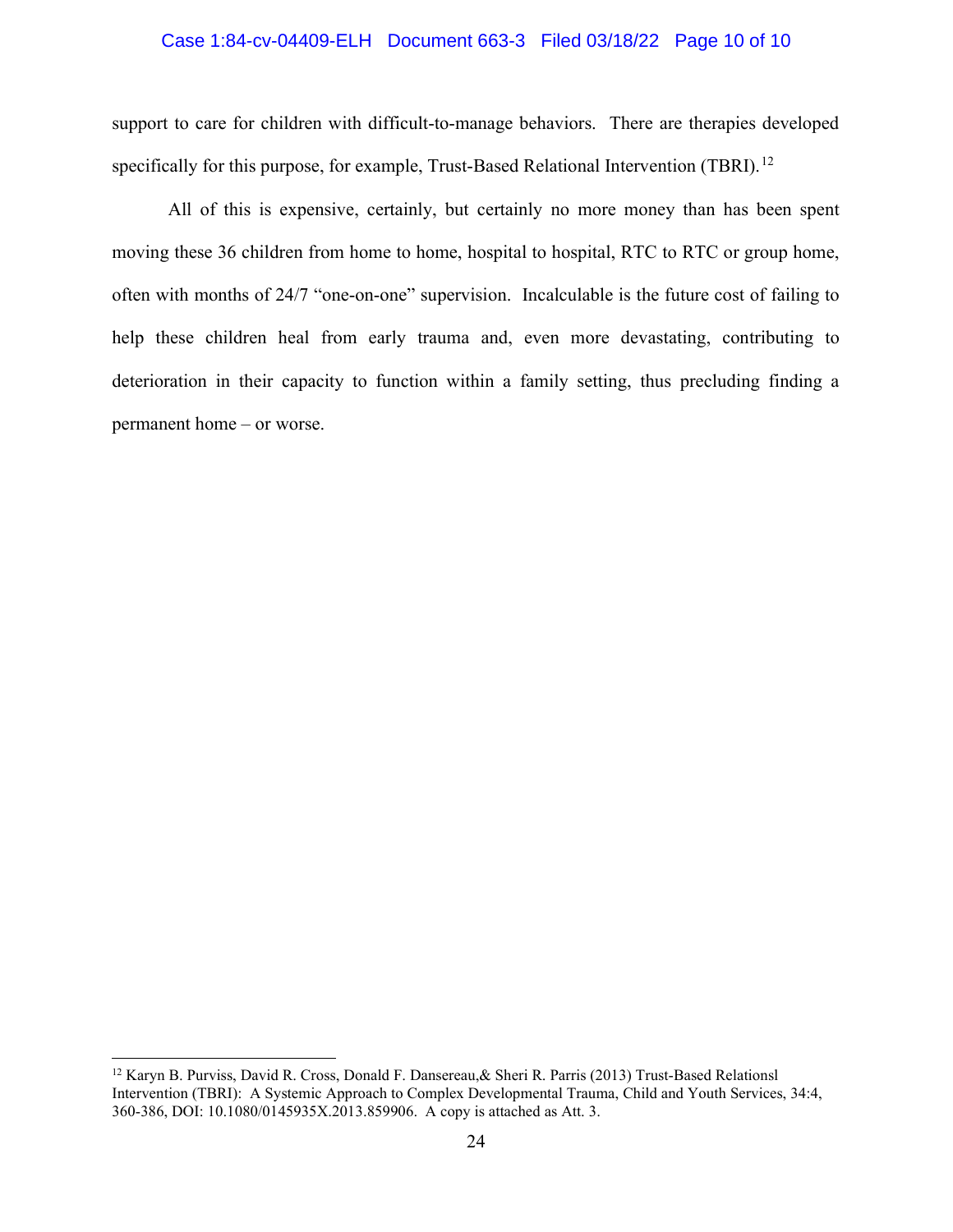support to care for children with difficult-to-manage behaviors. There are therapies developed specifically for this purpose, for example, Trust-Based Relational Intervention (TBRI).[12]

All of this is expensive, certainly, but certainly no more money than has been spent moving these 36 children from home to home, hospital to hospital, RTC to RTC or group home, often with months of 24/7 "one-on-one" supervision. Incalculable is the future cost of failing to help these children heal from early trauma and, even more devastating, contributing to deterioration in their capacity to function within a family setting, thus precluding finding a permanent home – or worse.

[12] Karyn B. Purviss, David R. Cross, Donald F. Dansereau,& Sheri R. Parris (2013) Trust-Based Relationsl Intervention (TBRI): A Systemic Approach to Complex Developmental Trauma, Child and Youth Services, 34:4, 360-386, DOI: 10.1080/0145935X.2013.859906. A copy is attached as Att. 3.